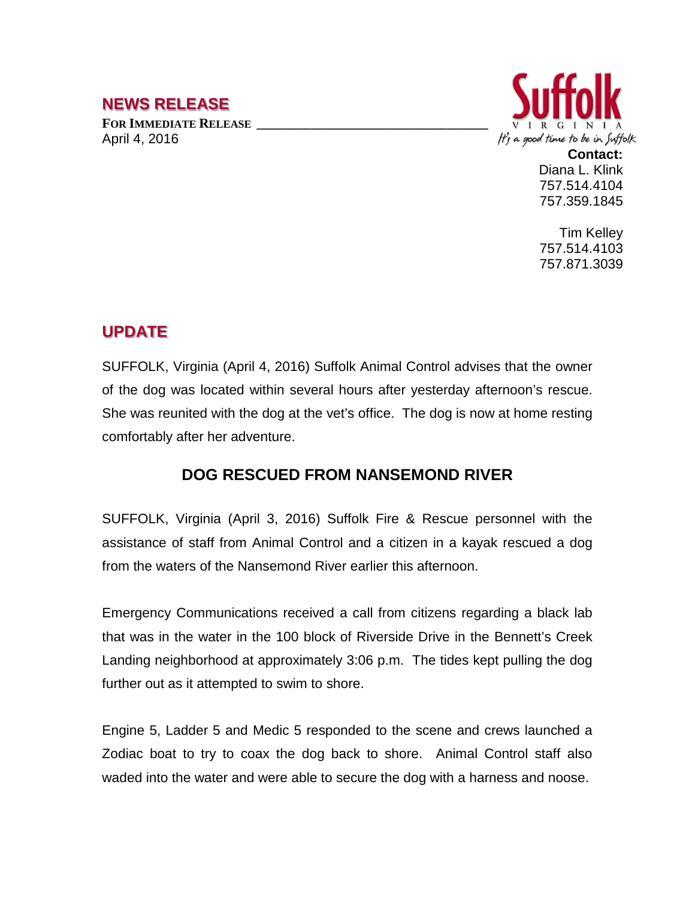## NEWS RELEASE

**FOR IMMEDIATE RELEASE**
April 4, 2016

Suffolk
VIRGINIA
It's a good time to be in Suffolk

**Contact:**
Diana L. Klink
757.514.4104
757.359.1845

Tim Kelley
757.514.4103
757.871.3039

## UPDATE

SUFFOLK, Virginia (April 4, 2016) Suffolk Animal Control advises that the owner of the dog was located within several hours after yesterday afternoon's rescue. She was reunited with the dog at the vet's office. The dog is now at home resting comfortably after her adventure.

### DOG RESCUED FROM NANSEMOND RIVER

SUFFOLK, Virginia (April 3, 2016) Suffolk Fire & Rescue personnel with the assistance of staff from Animal Control and a citizen in a kayak rescued a dog from the waters of the Nansemond River earlier this afternoon.

Emergency Communications received a call from citizens regarding a black lab that was in the water in the 100 block of Riverside Drive in the Bennett's Creek Landing neighborhood at approximately 3:06 p.m. The tides kept pulling the dog further out as it attempted to swim to shore.

Engine 5, Ladder 5 and Medic 5 responded to the scene and crews launched a Zodiac boat to try to coax the dog back to shore. Animal Control staff also waded into the water and were able to secure the dog with a harness and noose.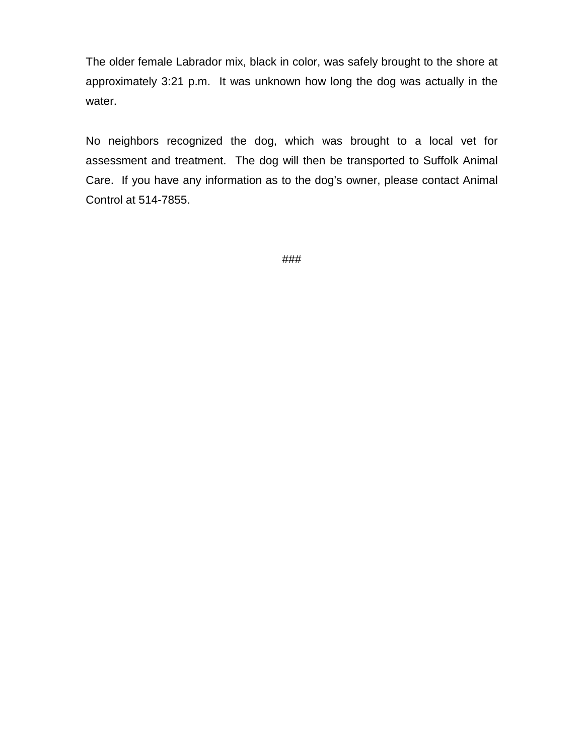The older female Labrador mix, black in color, was safely brought to the shore at approximately 3:21 p.m.  It was unknown how long the dog was actually in the water.

No neighbors recognized the dog, which was brought to a local vet for assessment and treatment.  The dog will then be transported to Suffolk Animal Care.  If you have any information as to the dog's owner, please contact Animal Control at 514-7855.

###